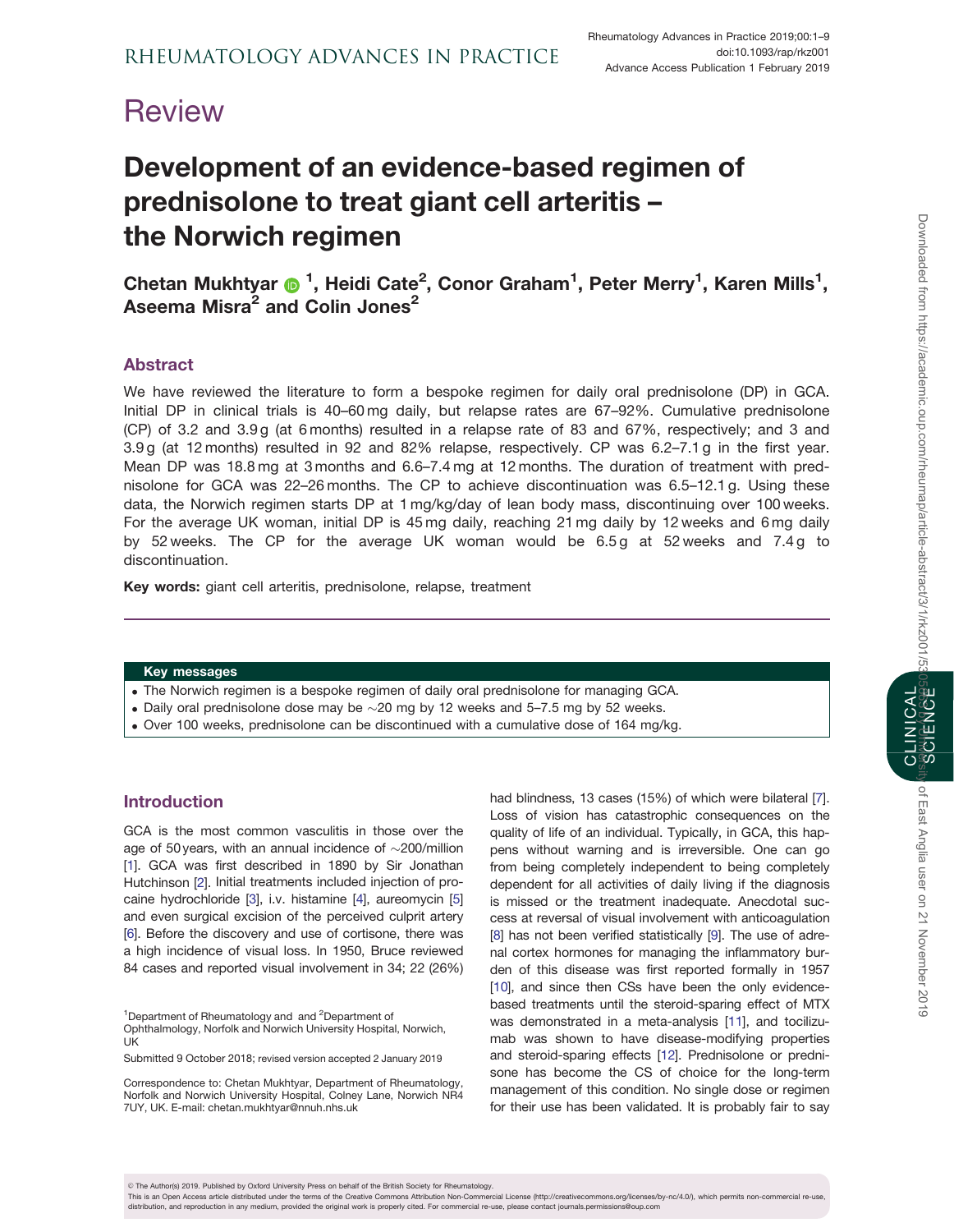# Review

# Development of an evidence-based regimen of prednisolone to treat giant cell arteritis – the Norwich regimen

**Chetan Mukhtyar [1], Heidi Cate [2], Conor Graham [1], Peter Merry [1], Karen Mills [1], Aseema Misra [2] and Colin Jones [2]**

## Abstract

We have reviewed the literature to form a bespoke regimen for daily oral prednisolone (DP) in GCA. Initial DP in clinical trials is 40–60 mg daily, but relapse rates are 67–92%. Cumulative prednisolone (CP) of 3.2 and 3.9 g (at 6 months) resulted in a relapse rate of 83 and 67%, respectively; and 3 and 3.9 g (at 12 months) resulted in 92 and 82% relapse, respectively. CP was 6.2–7.1 g in the first year. Mean DP was 18.8 mg at 3 months and 6.6–7.4 mg at 12 months. The duration of treatment with prednisolone for GCA was 22–26 months. The CP to achieve discontinuation was 6.5–12.1 g. Using these data, the Norwich regimen starts DP at 1 mg/kg/day of lean body mass, discontinuing over 100 weeks. For the average UK woman, initial DP is 45 mg daily, reaching 21 mg daily by 12 weeks and 6 mg daily by 52 weeks. The CP for the average UK woman would be 6.5 g at 52 weeks and 7.4 g to discontinuation.

**Key words:** giant cell arteritis, prednisolone, relapse, treatment

### Key messages

- The Norwich regimen is a bespoke regimen of daily oral prednisolone for managing GCA.
- Daily oral prednisolone dose may be ~20 mg by 12 weeks and 5–7.5 mg by 52 weeks.
- Over 100 weeks, prednisolone can be discontinued with a cumulative dose of 164 mg/kg.

## Introduction

GCA is the most common vasculitis in those over the age of 50 years, with an annual incidence of ~200/million [1]. GCA was first described in 1890 by Sir Jonathan Hutchinson [2]. Initial treatments included injection of procaine hydrochloride [3], i.v. histamine [4], aureomycin [5] and even surgical excision of the perceived culprit artery [6]. Before the discovery and use of cortisone, there was a high incidence of visual loss. In 1950, Bruce reviewed 84 cases and reported visual involvement in 34; 22 (26%) had blindness, 13 cases (15%) of which were bilateral [7]. Loss of vision has catastrophic consequences on the quality of life of an individual. Typically, in GCA, this happens without warning and is irreversible. One can go from being completely independent to being completely dependent for all activities of daily living if the diagnosis is missed or the treatment inadequate. Anecdotal success at reversal of visual involvement with anticoagulation [8] has not been verified statistically [9]. The use of adrenal cortex hormones for managing the inflammatory burden of this disease was first reported formally in 1957 [10], and since then CSs have been the only evidence-based treatments until the steroid-sparing effect of MTX was demonstrated in a meta-analysis [11], and tocilizumab was shown to have disease-modifying properties and steroid-sparing effects [12]. Prednisolone or prednisone has become the CS of choice for the long-term management of this condition. No single dose or regimen for their use has been validated. It is probably fair to say

[1]Department of Rheumatology and and [2]Department of Ophthalmology, Norfolk and Norwich University Hospital, Norwich, UK

Submitted 9 October 2018; revised version accepted 2 January 2019

Correspondence to: Chetan Mukhtyar, Department of Rheumatology, Norfolk and Norwich University Hospital, Colney Lane, Norwich NR4 7UY, UK. E-mail: chetan.mukhtyar@nnuh.nhs.uk

© The Author(s) 2019. Published by Oxford University Press on behalf of the British Society for Rheumatology.
This is an Open Access article distributed under the terms of the Creative Commons Attribution Non-Commercial License (http://creativecommons.org/licenses/by-nc/4.0/), which permits non-commercial re-use, distribution, and reproduction in any medium, provided the original work is properly cited. For commercial re-use, please contact journals.permissions@oup.com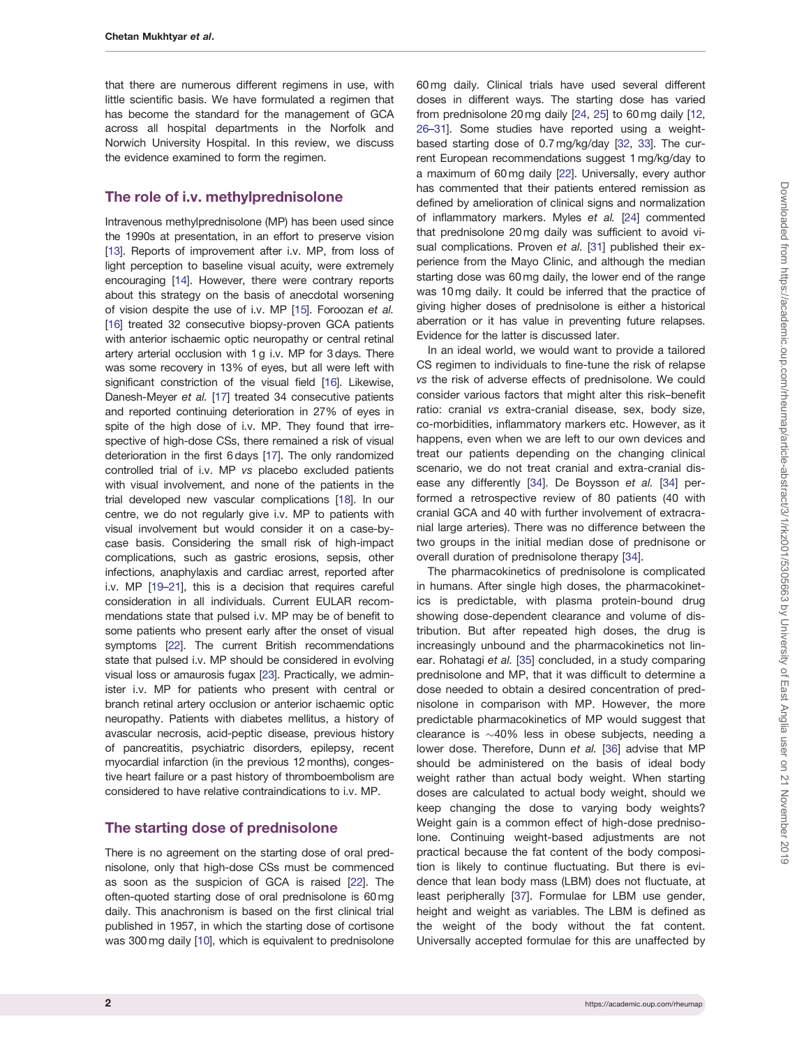that there are numerous different regimens in use, with little scientific basis. We have formulated a regimen that has become the standard for the management of GCA across all hospital departments in the Norfolk and Norwich University Hospital. In this review, we discuss the evidence examined to form the regimen.

## The role of i.v. methylprednisolone

Intravenous methylprednisolone (MP) has been used since the 1990s at presentation, in an effort to preserve vision [13]. Reports of improvement after i.v. MP, from loss of light perception to baseline visual acuity, were extremely encouraging [14]. However, there were contrary reports about this strategy on the basis of anecdotal worsening of vision despite the use of i.v. MP [15]. Foroozan *et al.* [16] treated 32 consecutive biopsy-proven GCA patients with anterior ischaemic optic neuropathy or central retinal artery arterial occlusion with 1 g i.v. MP for 3 days. There was some recovery in 13% of eyes, but all were left with significant constriction of the visual field [16]. Likewise, Danesh-Meyer *et al.* [17] treated 34 consecutive patients and reported continuing deterioration in 27% of eyes in spite of the high dose of i.v. MP. They found that irrespective of high-dose CSs, there remained a risk of visual deterioration in the first 6 days [17]. The only randomized controlled trial of i.v. MP *vs* placebo excluded patients with visual involvement, and none of the patients in the trial developed new vascular complications [18]. In our centre, we do not regularly give i.v. MP to patients with visual involvement but would consider it on a case-by-case basis. Considering the small risk of high-impact complications, such as gastric erosions, sepsis, other infections, anaphylaxis and cardiac arrest, reported after i.v. MP [19–21], this is a decision that requires careful consideration in all individuals. Current EULAR recommendations state that pulsed i.v. MP may be of benefit to some patients who present early after the onset of visual symptoms [22]. The current British recommendations state that pulsed i.v. MP should be considered in evolving visual loss or amaurosis fugax [23]. Practically, we administer i.v. MP for patients who present with central or branch retinal artery occlusion or anterior ischaemic optic neuropathy. Patients with diabetes mellitus, a history of avascular necrosis, acid-peptic disease, previous history of pancreatitis, psychiatric disorders, epilepsy, recent myocardial infarction (in the previous 12 months), congestive heart failure or a past history of thromboembolism are considered to have relative contraindications to i.v. MP.

## The starting dose of prednisolone

There is no agreement on the starting dose of oral prednisolone, only that high-dose CSs must be commenced as soon as the suspicion of GCA is raised [22]. The often-quoted starting dose of oral prednisolone is 60 mg daily. This anachronism is based on the first clinical trial published in 1957, in which the starting dose of cortisone was 300 mg daily [10], which is equivalent to prednisolone 60 mg daily. Clinical trials have used several different doses in different ways. The starting dose has varied from prednisolone 20 mg daily [24, 25] to 60 mg daily [12, 26–31]. Some studies have reported using a weight-based starting dose of 0.7 mg/kg/day [32, 33]. The current European recommendations suggest 1 mg/kg/day to a maximum of 60 mg daily [22]. Universally, every author has commented that their patients entered remission as defined by amelioration of clinical signs and normalization of inflammatory markers. Myles *et al.* [24] commented that prednisolone 20 mg daily was sufficient to avoid visual complications. Proven *et al.* [31] published their experience from the Mayo Clinic, and although the median starting dose was 60 mg daily, the lower end of the range was 10 mg daily. It could be inferred that the practice of giving higher doses of prednisolone is either a historical aberration or it has value in preventing future relapses. Evidence for the latter is discussed later.

In an ideal world, we would want to provide a tailored CS regimen to individuals to fine-tune the risk of relapse *vs* the risk of adverse effects of prednisolone. We could consider various factors that might alter this risk–benefit ratio: cranial *vs* extra-cranial disease, sex, body size, co-morbidities, inflammatory markers etc. However, as it happens, even when we are left to our own devices and treat our patients depending on the changing clinical scenario, we do not treat cranial and extra-cranial disease any differently [34]. De Boysson *et al.* [34] performed a retrospective review of 80 patients (40 with cranial GCA and 40 with further involvement of extracranial large arteries). There was no difference between the two groups in the initial median dose of prednisone or overall duration of prednisolone therapy [34].

The pharmacokinetics of prednisolone is complicated in humans. After single high doses, the pharmacokinetics is predictable, with plasma protein-bound drug showing dose-dependent clearance and volume of distribution. But after repeated high doses, the drug is increasingly unbound and the pharmacokinetics not linear. Rohatagi *et al.* [35] concluded, in a study comparing prednisolone and MP, that it was difficult to determine a dose needed to obtain a desired concentration of prednisolone in comparison with MP. However, the more predictable pharmacokinetics of MP would suggest that clearance is ∼40% less in obese subjects, needing a lower dose. Therefore, Dunn *et al.* [36] advise that MP should be administered on the basis of ideal body weight rather than actual body weight. When starting doses are calculated to actual body weight, should we keep changing the dose to varying body weights? Weight gain is a common effect of high-dose prednisolone. Continuing weight-based adjustments are not practical because the fat content of the body composition is likely to continue fluctuating. But there is evidence that lean body mass (LBM) does not fluctuate, at least peripherally [37]. Formulae for LBM use gender, height and weight as variables. The LBM is defined as the weight of the body without the fat content. Universally accepted formulae for this are unaffected by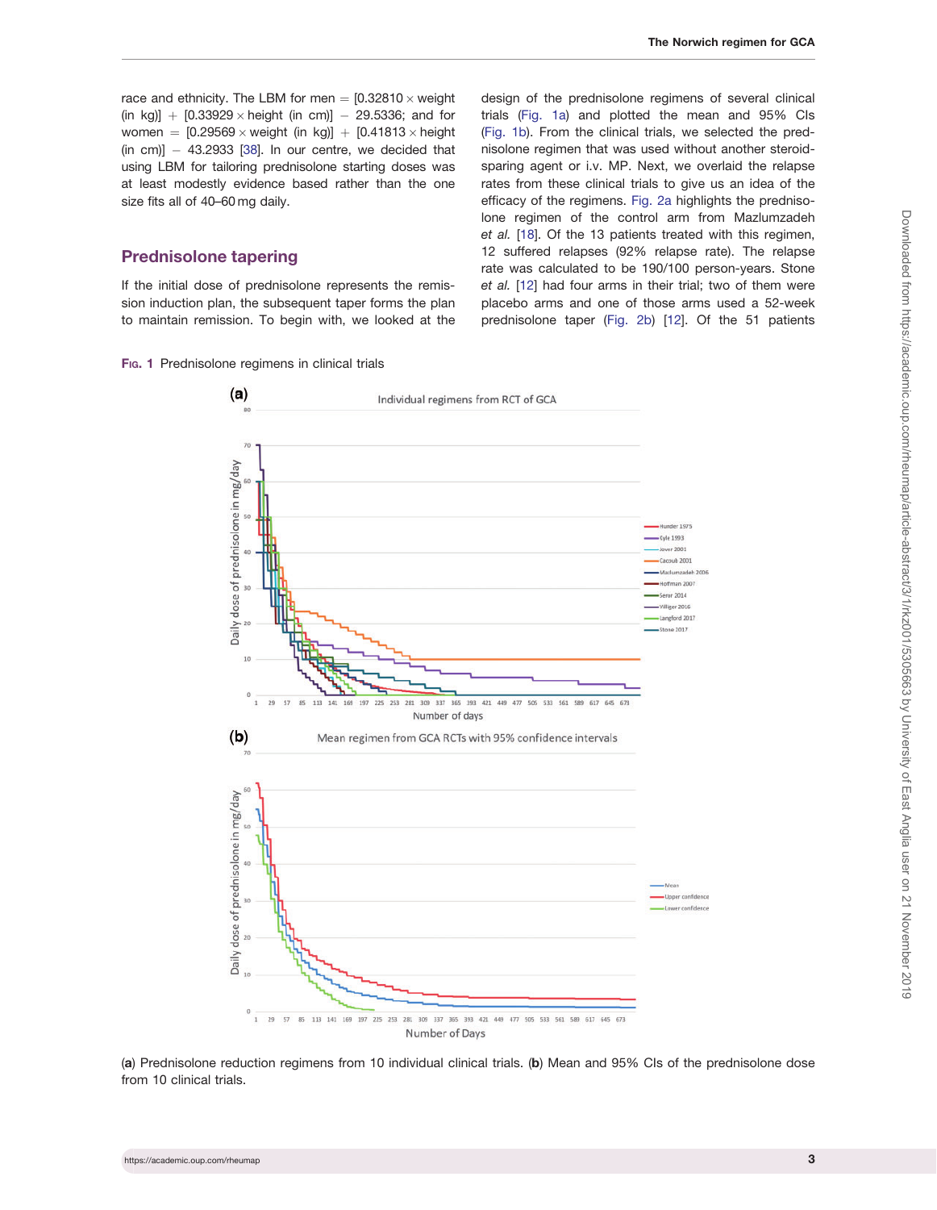race and ethnicity. The LBM for men = [0.32810 × weight (in kg)] + [0.33929 × height (in cm)] − 29.5336; and for women = [0.29569 × weight (in kg)] + [0.41813 × height (in cm)] − 43.2933 [38]. In our centre, we decided that using LBM for tailoring prednisolone starting doses was at least modestly evidence based rather than the one size fits all of 40–60 mg daily.

## Prednisolone tapering

If the initial dose of prednisolone represents the remission induction plan, the subsequent taper forms the plan to maintain remission. To begin with, we looked at the design of the prednisolone regimens of several clinical trials (Fig. 1a) and plotted the mean and 95% CIs (Fig. 1b). From the clinical trials, we selected the prednisolone regimen that was used without another steroid-sparing agent or i.v. MP. Next, we overlaid the relapse rates from these clinical trials to give us an idea of the efficacy of the regimens. Fig. 2a highlights the prednisolone regimen of the control arm from Mazlumzadeh *et al.* [18]. Of the 13 patients treated with this regimen, 12 suffered relapses (92% relapse rate). The relapse rate was calculated to be 190/100 person-years. Stone *et al.* [12] had four arms in their trial; two of them were placebo arms and one of those arms used a 52-week prednisolone taper (Fig. 2b) [12]. Of the 51 patients

**Fig. 1** Prednisolone regimens in clinical trials

(**a**) Prednisolone reduction regimens from 10 individual clinical trials. (**b**) Mean and 95% CIs of the prednisolone dose from 10 clinical trials.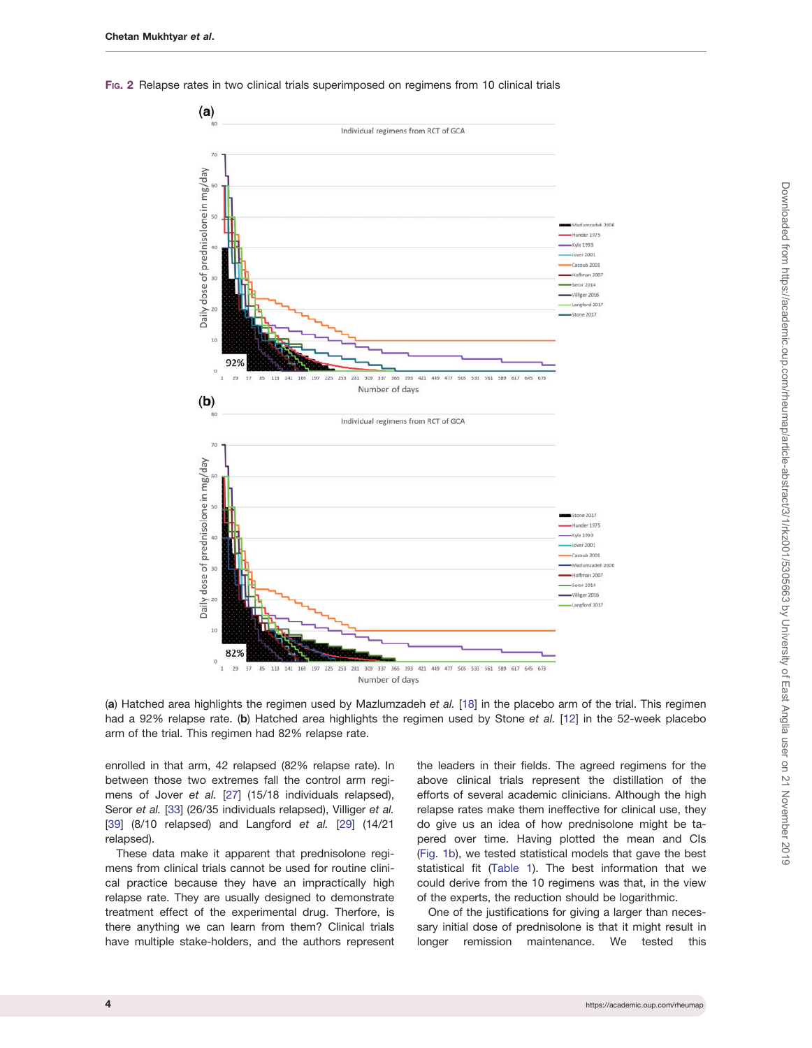Fig. 2 Relapse rates in two clinical trials superimposed on regimens from 10 clinical trials

(a) Hatched area highlights the regimen used by Mazlumzadeh *et al.* [18] in the placebo arm of the trial. This regimen had a 92% relapse rate. (b) Hatched area highlights the regimen used by Stone *et al.* [12] in the 52-week placebo arm of the trial. This regimen had 82% relapse rate.

enrolled in that arm, 42 relapsed (82% relapse rate). In between those two extremes fall the control arm regimens of Jover *et al.* [27] (15/18 individuals relapsed), Seror *et al.* [33] (26/35 individuals relapsed), Villiger *et al.* [39] (8/10 relapsed) and Langford *et al.* [29] (14/21 relapsed).

These data make it apparent that prednisolone regimens from clinical trials cannot be used for routine clinical practice because they have an impractically high relapse rate. They are usually designed to demonstrate treatment effect of the experimental drug. Therfore, is there anything we can learn from them? Clinical trials have multiple stake-holders, and the authors represent the leaders in their fields. The agreed regimens for the above clinical trials represent the distillation of the efforts of several academic clinicians. Although the high relapse rates make them ineffective for clinical use, they do give us an idea of how prednisolone might be tapered over time. Having plotted the mean and CIs (Fig. 1b), we tested statistical models that gave the best statistical fit (Table 1). The best information that we could derive from the 10 regimens was that, in the view of the experts, the reduction should be logarithmic.

One of the justifications for giving a larger than necessary initial dose of prednisolone is that it might result in longer remission maintenance. We tested this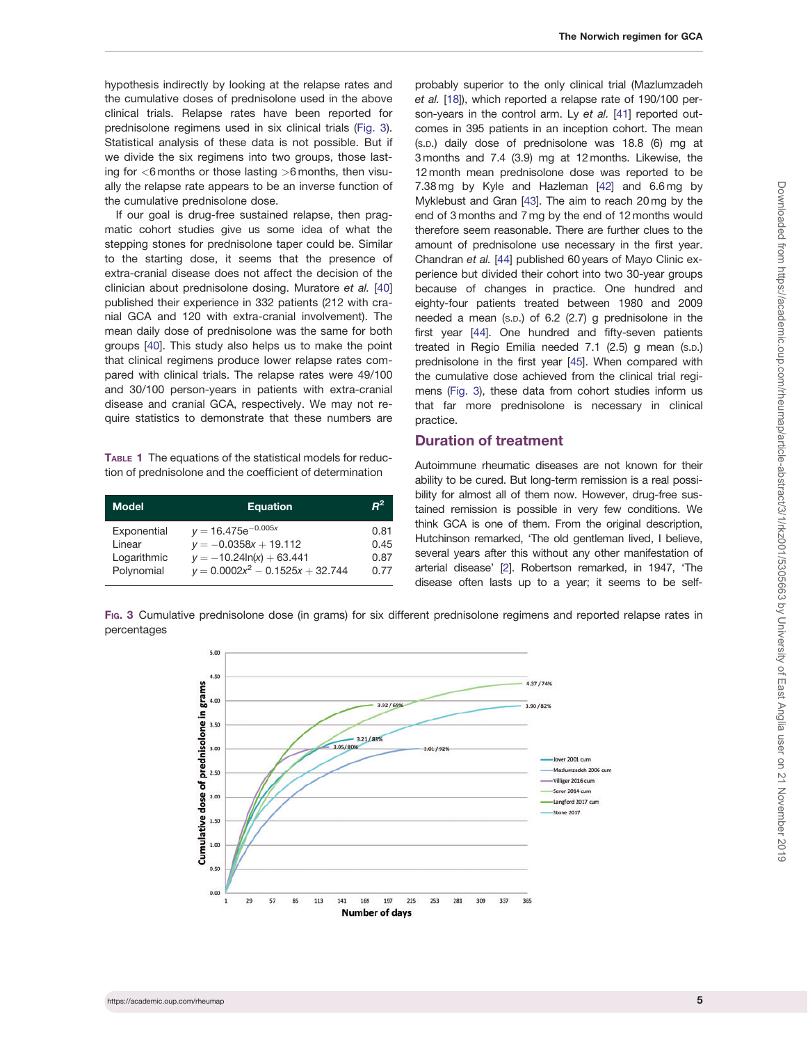hypothesis indirectly by looking at the relapse rates and the cumulative doses of prednisolone used in the above clinical trials. Relapse rates have been reported for prednisolone regimens used in six clinical trials (Fig. 3). Statistical analysis of these data is not possible. But if we divide the six regimens into two groups, those lasting for <6 months or those lasting >6 months, then visually the relapse rate appears to be an inverse function of the cumulative prednisolone dose.

If our goal is drug-free sustained relapse, then pragmatic cohort studies give us some idea of what the stepping stones for prednisolone taper could be. Similar to the starting dose, it seems that the presence of extra-cranial disease does not affect the decision of the clinician about prednisolone dosing. Muratore *et al.* [40] published their experience in 332 patients (212 with cranial GCA and 120 with extra-cranial involvement). The mean daily dose of prednisolone was the same for both groups [40]. This study also helps us to make the point that clinical regimens produce lower relapse rates compared with clinical trials. The relapse rates were 49/100 and 30/100 person-years in patients with extra-cranial disease and cranial GCA, respectively. We may not require statistics to demonstrate that these numbers are probably superior to the only clinical trial (Mazlumzadeh *et al.* [18]), which reported a relapse rate of 190/100 person-years in the control arm. Ly *et al.* [41] reported outcomes in 395 patients in an inception cohort. The mean (S.D.) daily dose of prednisolone was 18.8 (6) mg at 3 months and 7.4 (3.9) mg at 12 months. Likewise, the 12 month mean prednisolone dose was reported to be 7.38 mg by Kyle and Hazleman [42] and 6.6 mg by Myklebust and Gran [43]. The aim to reach 20 mg by the end of 3 months and 7 mg by the end of 12 months would therefore seem reasonable. There are further clues to the amount of prednisolone use necessary in the first year. Chandran *et al.* [44] published 60 years of Mayo Clinic experience but divided their cohort into two 30-year groups because of changes in practice. One hundred and eighty-four patients treated between 1980 and 2009 needed a mean (S.D.) of 6.2 (2.7) g prednisolone in the first year [44]. One hundred and fifty-seven patients treated in Regio Emilia needed 7.1 (2.5) g mean (S.D.) prednisolone in the first year [45]. When compared with the cumulative dose achieved from the clinical trial regimens (Fig. 3), these data from cohort studies inform us that far more prednisolone is necessary in clinical practice.

**Table 1** The equations of the statistical models for reduction of prednisolone and the coefficient of determination

| Model | Equation | $R^2$ |
|---|---|---|
| Exponential | $y = 16.475e^{-0.005x}$ | 0.81 |
| Linear | $y = -0.0358x + 19.112$ | 0.45 |
| Logarithmic | $y = -10.24\ln(x) + 63.441$ | 0.87 |
| Polynomial | $y = 0.0002x^2 - 0.1525x + 32.744$ | 0.77 |

## Duration of treatment

Autoimmune rheumatic diseases are not known for their ability to be cured. But long-term remission is a real possibility for almost all of them now. However, drug-free sustained remission is possible in very few conditions. We think GCA is one of them. From the original description, Hutchinson remarked, 'The old gentleman lived, I believe, several years after this without any manifestation of arterial disease' [2]. Robertson remarked, in 1947, 'The disease often lasts up to a year; it seems to be self-

**Fig. 3** Cumulative prednisolone dose (in grams) for six different prednisolone regimens and reported relapse rates in percentages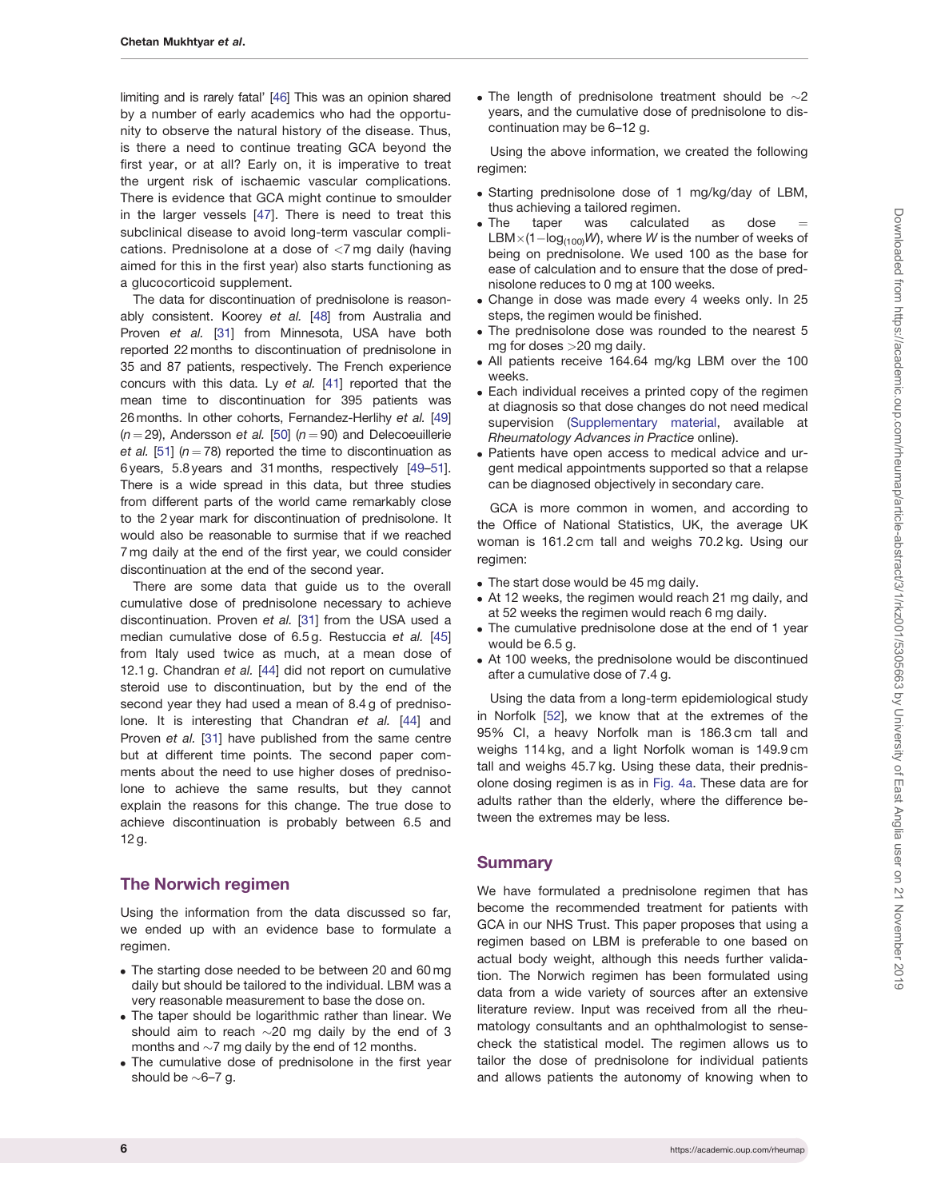limiting and is rarely fatal' [46] This was an opinion shared by a number of early academics who had the opportunity to observe the natural history of the disease. Thus, is there a need to continue treating GCA beyond the first year, or at all? Early on, it is imperative to treat the urgent risk of ischaemic vascular complications. There is evidence that GCA might continue to smoulder in the larger vessels [47]. There is need to treat this subclinical disease to avoid long-term vascular complications. Prednisolone at a dose of <7 mg daily (having aimed for this in the first year) also starts functioning as a glucocorticoid supplement.

The data for discontinuation of prednisolone is reasonably consistent. Koorey *et al.* [48] from Australia and Proven *et al.* [31] from Minnesota, USA have both reported 22 months to discontinuation of prednisolone in 35 and 87 patients, respectively. The French experience concurs with this data. Ly *et al.* [41] reported that the mean time to discontinuation for 395 patients was 26 months. In other cohorts, Fernandez-Herlihy *et al.* [49] ($n = 29$), Andersson *et al.* [50] ($n = 90$) and Delecoeuillerie *et al.* [51] ($n = 78$) reported the time to discontinuation as 6 years, 5.8 years and 31 months, respectively [49–51]. There is a wide spread in this data, but three studies from different parts of the world came remarkably close to the 2 year mark for discontinuation of prednisolone. It would also be reasonable to surmise that if we reached 7 mg daily at the end of the first year, we could consider discontinuation at the end of the second year.

There are some data that guide us to the overall cumulative dose of prednisolone necessary to achieve discontinuation. Proven *et al.* [31] from the USA used a median cumulative dose of 6.5 g. Restuccia *et al.* [45] from Italy used twice as much, at a mean dose of 12.1 g. Chandran *et al.* [44] did not report on cumulative steroid use to discontinuation, but by the end of the second year they had used a mean of 8.4 g of prednisolone. It is interesting that Chandran *et al.* [44] and Proven *et al.* [31] have published from the same centre but at different time points. The second paper comments about the need to use higher doses of prednisolone to achieve the same results, but they cannot explain the reasons for this change. The true dose to achieve discontinuation is probably between 6.5 and 12 g.

## The Norwich regimen

Using the information from the data discussed so far, we ended up with an evidence base to formulate a regimen.

- The starting dose needed to be between 20 and 60 mg daily but should be tailored to the individual. LBM was a very reasonable measurement to base the dose on.
- The taper should be logarithmic rather than linear. We should aim to reach ∼20 mg daily by the end of 3 months and ∼7 mg daily by the end of 12 months.
- The cumulative dose of prednisolone in the first year should be ∼6–7 g.
- The length of prednisolone treatment should be ∼2 years, and the cumulative dose of prednisolone to discontinuation may be 6–12 g.

Using the above information, we created the following regimen:

- Starting prednisolone dose of 1 mg/kg/day of LBM, thus achieving a tailored regimen.
- The taper was calculated as dose $=$ LBM$\times(1-\log_{(100)}W)$, where $W$ is the number of weeks of being on prednisolone. We used 100 as the base for ease of calculation and to ensure that the dose of prednisolone reduces to 0 mg at 100 weeks.
- Change in dose was made every 4 weeks only. In 25 steps, the regimen would be finished.
- The prednisolone dose was rounded to the nearest 5 mg for doses >20 mg daily.
- All patients receive 164.64 mg/kg LBM over the 100 weeks.
- Each individual receives a printed copy of the regimen at diagnosis so that dose changes do not need medical supervision (Supplementary material, available at *Rheumatology Advances in Practice* online).
- Patients have open access to medical advice and urgent medical appointments supported so that a relapse can be diagnosed objectively in secondary care.

GCA is more common in women, and according to the Office of National Statistics, UK, the average UK woman is 161.2 cm tall and weighs 70.2 kg. Using our regimen:

- The start dose would be 45 mg daily.
- At 12 weeks, the regimen would reach 21 mg daily, and at 52 weeks the regimen would reach 6 mg daily.
- The cumulative prednisolone dose at the end of 1 year would be 6.5 g.
- At 100 weeks, the prednisolone would be discontinued after a cumulative dose of 7.4 g.

Using the data from a long-term epidemiological study in Norfolk [52], we know that at the extremes of the 95% CI, a heavy Norfolk man is 186.3 cm tall and weighs 114 kg, and a light Norfolk woman is 149.9 cm tall and weighs 45.7 kg. Using these data, their prednisolone dosing regimen is as in Fig. 4a. These data are for adults rather than the elderly, where the difference between the extremes may be less.

## Summary

We have formulated a prednisolone regimen that has become the recommended treatment for patients with GCA in our NHS Trust. This paper proposes that using a regimen based on LBM is preferable to one based on actual body weight, although this needs further validation. The Norwich regimen has been formulated using data from a wide variety of sources after an extensive literature review. Input was received from all the rheumatology consultants and an ophthalmologist to sense-check the statistical model. The regimen allows us to tailor the dose of prednisolone for individual patients and allows patients the autonomy of knowing when to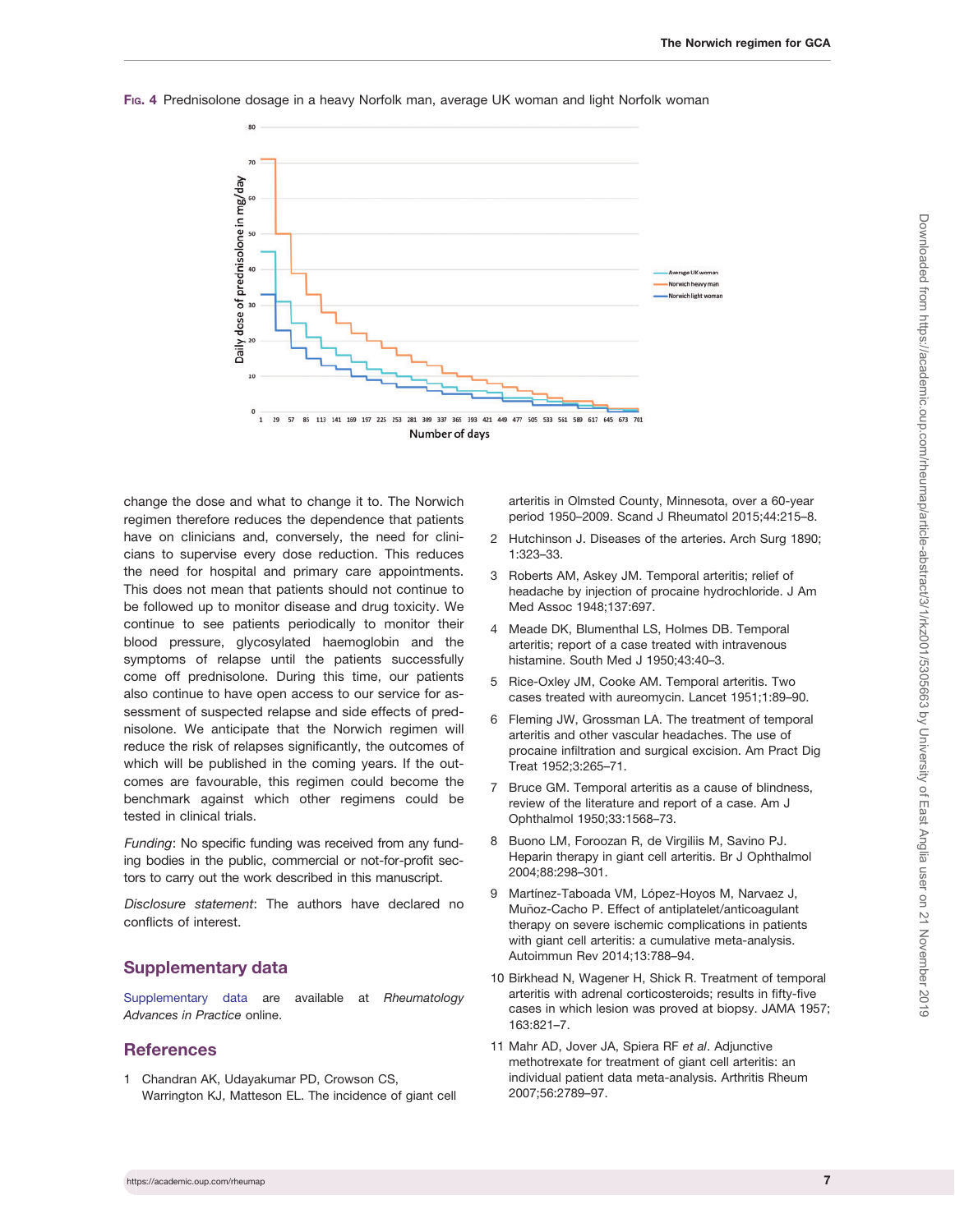Fig. 4 Prednisolone dosage in a heavy Norfolk man, average UK woman and light Norfolk woman

change the dose and what to change it to. The Norwich regimen therefore reduces the dependence that patients have on clinicians and, conversely, the need for clinicians to supervise every dose reduction. This reduces the need for hospital and primary care appointments. This does not mean that patients should not continue to be followed up to monitor disease and drug toxicity. We continue to see patients periodically to monitor their blood pressure, glycosylated haemoglobin and the symptoms of relapse until the patients successfully come off prednisolone. During this time, our patients also continue to have open access to our service for assessment of suspected relapse and side effects of prednisolone. We anticipate that the Norwich regimen will reduce the risk of relapses significantly, the outcomes of which will be published in the coming years. If the outcomes are favourable, this regimen could become the benchmark against which other regimens could be tested in clinical trials.

*Funding*: No specific funding was received from any funding bodies in the public, commercial or not-for-profit sectors to carry out the work described in this manuscript.

*Disclosure statement*: The authors have declared no conflicts of interest.

## Supplementary data

Supplementary data are available at *Rheumatology Advances in Practice* online.

## References

1. Chandran AK, Udayakumar PD, Crowson CS, Warrington KJ, Matteson EL. The incidence of giant cell arteritis in Olmsted County, Minnesota, over a 60-year period 1950–2009. Scand J Rheumatol 2015;44:215–8.
2. Hutchinson J. Diseases of the arteries. Arch Surg 1890; 1:323–33.
3. Roberts AM, Askey JM. Temporal arteritis; relief of headache by injection of procaine hydrochloride. J Am Med Assoc 1948;137:697.
4. Meade DK, Blumenthal LS, Holmes DB. Temporal arteritis; report of a case treated with intravenous histamine. South Med J 1950;43:40–3.
5. Rice-Oxley JM, Cooke AM. Temporal arteritis. Two cases treated with aureomycin. Lancet 1951;1:89–90.
6. Fleming JW, Grossman LA. The treatment of temporal arteritis and other vascular headaches. The use of procaine infiltration and surgical excision. Am Pract Dig Treat 1952;3:265–71.
7. Bruce GM. Temporal arteritis as a cause of blindness, review of the literature and report of a case. Am J Ophthalmol 1950;33:1568–73.
8. Buono LM, Foroozan R, de Virgiliis M, Savino PJ. Heparin therapy in giant cell arteritis. Br J Ophthalmol 2004;88:298–301.
9. Martínez-Taboada VM, López-Hoyos M, Narvaez J, Muñoz-Cacho P. Effect of antiplatelet/anticoagulant therapy on severe ischemic complications in patients with giant cell arteritis: a cumulative meta-analysis. Autoimmun Rev 2014;13:788–94.
10. Birkhead N, Wagener H, Shick R. Treatment of temporal arteritis with adrenal corticosteroids; results in fifty-five cases in which lesion was proved at biopsy. JAMA 1957; 163:821–7.
11. Mahr AD, Jover JA, Spiera RF *et al*. Adjunctive methotrexate for treatment of giant cell arteritis: an individual patient data meta-analysis. Arthritis Rheum 2007;56:2789–97.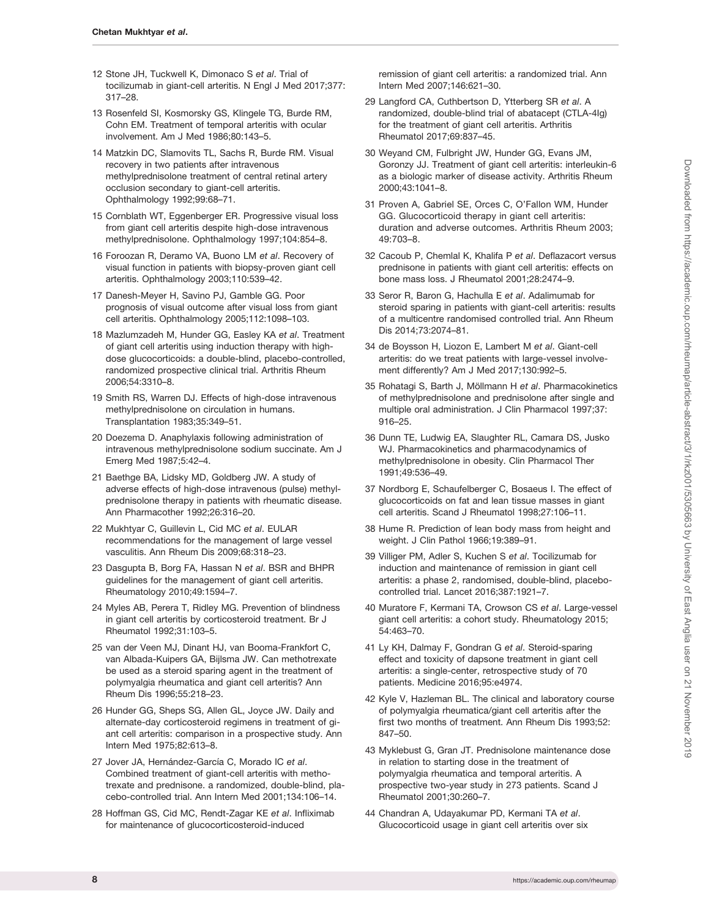12 Stone JH, Tuckwell K, Dimonaco S *et al*. Trial of tocilizumab in giant-cell arteritis. N Engl J Med 2017;377:317–28.

13 Rosenfeld SI, Kosmorsky GS, Klingele TG, Burde RM, Cohn EM. Treatment of temporal arteritis with ocular involvement. Am J Med 1986;80:143–5.

14 Matzkin DC, Slamovits TL, Sachs R, Burde RM. Visual recovery in two patients after intravenous methylprednisolone treatment of central retinal artery occlusion secondary to giant-cell arteritis. Ophthalmology 1992;99:68–71.

15 Cornblath WT, Eggenberger ER. Progressive visual loss from giant cell arteritis despite high-dose intravenous methylprednisolone. Ophthalmology 1997;104:854–8.

16 Foroozan R, Deramo VA, Buono LM *et al*. Recovery of visual function in patients with biopsy-proven giant cell arteritis. Ophthalmology 2003;110:539–42.

17 Danesh-Meyer H, Savino PJ, Gamble GG. Poor prognosis of visual outcome after visual loss from giant cell arteritis. Ophthalmology 2005;112:1098–103.

18 Mazlumzadeh M, Hunder GG, Easley KA *et al*. Treatment of giant cell arteritis using induction therapy with high-dose glucocorticoids: a double-blind, placebo-controlled, randomized prospective clinical trial. Arthritis Rheum 2006;54:3310–8.

19 Smith RS, Warren DJ. Effects of high-dose intravenous methylprednisolone on circulation in humans. Transplantation 1983;35:349–51.

20 Doezema D. Anaphylaxis following administration of intravenous methylprednisolone sodium succinate. Am J Emerg Med 1987;5:42–4.

21 Baethge BA, Lidsky MD, Goldberg JW. A study of adverse effects of high-dose intravenous (pulse) methylprednisolone therapy in patients with rheumatic disease. Ann Pharmacother 1992;26:316–20.

22 Mukhtyar C, Guillevin L, Cid MC *et al*. EULAR recommendations for the management of large vessel vasculitis. Ann Rheum Dis 2009;68:318–23.

23 Dasgupta B, Borg FA, Hassan N *et al*. BSR and BHPR guidelines for the management of giant cell arteritis. Rheumatology 2010;49:1594–7.

24 Myles AB, Perera T, Ridley MG. Prevention of blindness in giant cell arteritis by corticosteroid treatment. Br J Rheumatol 1992;31:103–5.

25 van der Veen MJ, Dinant HJ, van Booma-Frankfort C, van Albada-Kuipers GA, Bijlsma JW. Can methotrexate be used as a steroid sparing agent in the treatment of polymyalgia rheumatica and giant cell arteritis? Ann Rheum Dis 1996;55:218–23.

26 Hunder GG, Sheps SG, Allen GL, Joyce JW. Daily and alternate-day corticosteroid regimens in treatment of giant cell arteritis: comparison in a prospective study. Ann Intern Med 1975;82:613–8.

27 Jover JA, Hernández-García C, Morado IC *et al*. Combined treatment of giant-cell arteritis with methotrexate and prednisone. a randomized, double-blind, placebo-controlled trial. Ann Intern Med 2001;134:106–14.

28 Hoffman GS, Cid MC, Rendt-Zagar KE *et al*. Infliximab for maintenance of glucocorticosteroid-induced remission of giant cell arteritis: a randomized trial. Ann Intern Med 2007;146:621–30.

29 Langford CA, Cuthbertson D, Ytterberg SR *et al*. A randomized, double-blind trial of abatacept (CTLA-4Ig) for the treatment of giant cell arteritis. Arthritis Rheumatol 2017;69:837–45.

30 Weyand CM, Fulbright JW, Hunder GG, Evans JM, Goronzy JJ. Treatment of giant cell arteritis: interleukin-6 as a biologic marker of disease activity. Arthritis Rheum 2000;43:1041–8.

31 Proven A, Gabriel SE, Orces C, O'Fallon WM, Hunder GG. Glucocorticoid therapy in giant cell arteritis: duration and adverse outcomes. Arthritis Rheum 2003;49:703–8.

32 Cacoub P, Chemlal K, Khalifa P *et al*. Deflazacort versus prednisone in patients with giant cell arteritis: effects on bone mass loss. J Rheumatol 2001;28:2474–9.

33 Seror R, Baron G, Hachulla E *et al*. Adalimumab for steroid sparing in patients with giant-cell arteritis: results of a multicentre randomised controlled trial. Ann Rheum Dis 2014;73:2074–81.

34 de Boysson H, Liozon E, Lambert M *et al*. Giant-cell arteritis: do we treat patients with large-vessel involvement differently? Am J Med 2017;130:992–5.

35 Rohatagi S, Barth J, Möllmann H *et al*. Pharmacokinetics of methylprednisolone and prednisolone after single and multiple oral administration. J Clin Pharmacol 1997;37:916–25.

36 Dunn TE, Ludwig EA, Slaughter RL, Camara DS, Jusko WJ. Pharmacokinetics and pharmacodynamics of methylprednisolone in obesity. Clin Pharmacol Ther 1991;49:536–49.

37 Nordborg E, Schaufelberger C, Bosaeus I. The effect of glucocorticoids on fat and lean tissue masses in giant cell arteritis. Scand J Rheumatol 1998;27:106–11.

38 Hume R. Prediction of lean body mass from height and weight. J Clin Pathol 1966;19:389–91.

39 Villiger PM, Adler S, Kuchen S *et al*. Tocilizumab for induction and maintenance of remission in giant cell arteritis: a phase 2, randomised, double-blind, placebo-controlled trial. Lancet 2016;387:1921–7.

40 Muratore F, Kermani TA, Crowson CS *et al*. Large-vessel giant cell arteritis: a cohort study. Rheumatology 2015;54:463–70.

41 Ly KH, Dalmay F, Gondran G *et al*. Steroid-sparing effect and toxicity of dapsone treatment in giant cell arteritis: a single-center, retrospective study of 70 patients. Medicine 2016;95:e4974.

42 Kyle V, Hazleman BL. The clinical and laboratory course of polymyalgia rheumatica/giant cell arteritis after the first two months of treatment. Ann Rheum Dis 1993;52:847–50.

43 Myklebust G, Gran JT. Prednisolone maintenance dose in relation to starting dose in the treatment of polymyalgia rheumatica and temporal arteritis. A prospective two-year study in 273 patients. Scand J Rheumatol 2001;30:260–7.

44 Chandran A, Udayakumar PD, Kermani TA *et al*. Glucocorticoid usage in giant cell arteritis over six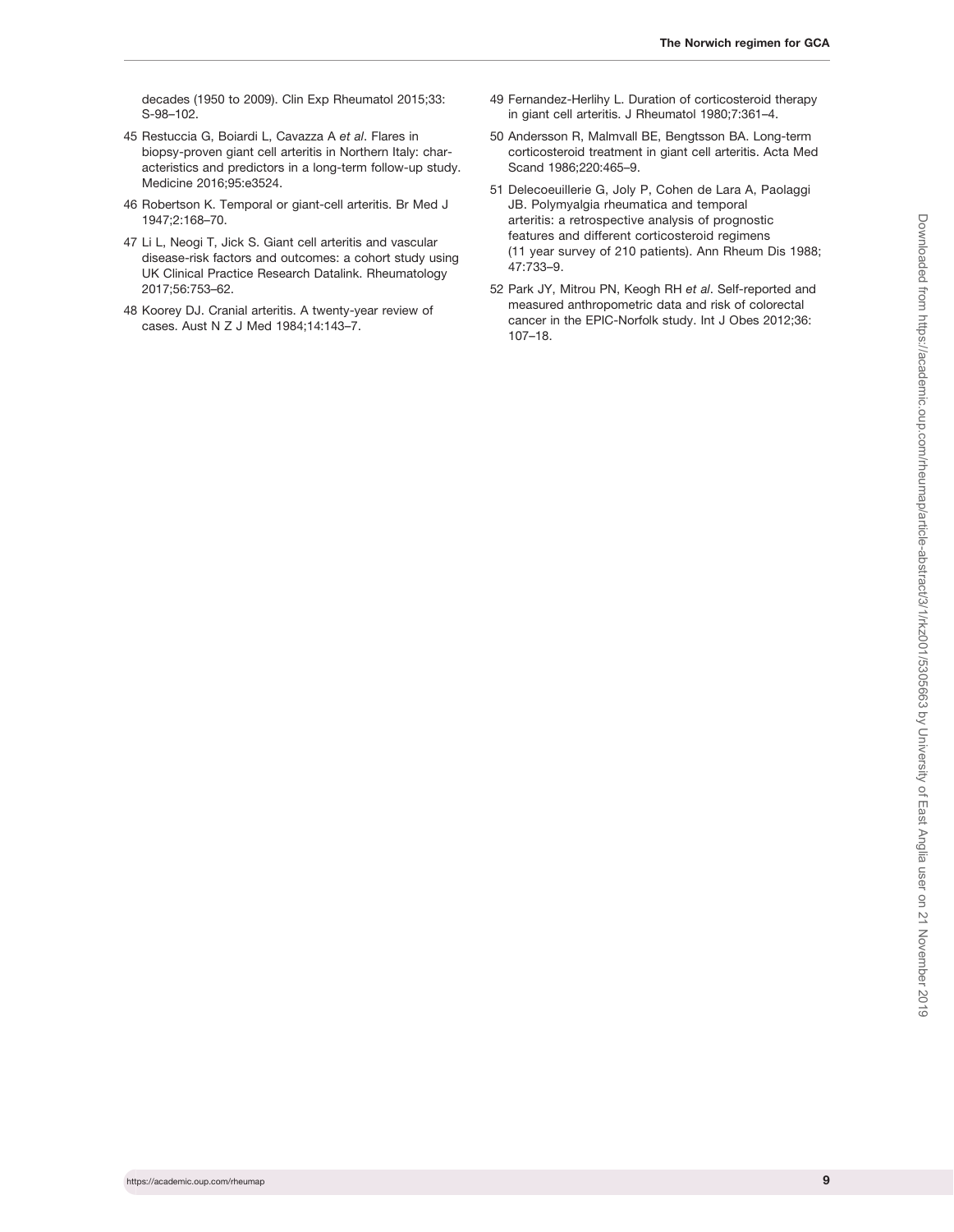decades (1950 to 2009). Clin Exp Rheumatol 2015;33: S-98–102.

45 Restuccia G, Boiardi L, Cavazza A *et al*. Flares in biopsy-proven giant cell arteritis in Northern Italy: characteristics and predictors in a long-term follow-up study. Medicine 2016;95:e3524.

46 Robertson K. Temporal or giant-cell arteritis. Br Med J 1947;2:168–70.

47 Li L, Neogi T, Jick S. Giant cell arteritis and vascular disease-risk factors and outcomes: a cohort study using UK Clinical Practice Research Datalink. Rheumatology 2017;56:753–62.

48 Koorey DJ. Cranial arteritis. A twenty-year review of cases. Aust N Z J Med 1984;14:143–7.

49 Fernandez-Herlihy L. Duration of corticosteroid therapy in giant cell arteritis. J Rheumatol 1980;7:361–4.

50 Andersson R, Malmvall BE, Bengtsson BA. Long-term corticosteroid treatment in giant cell arteritis. Acta Med Scand 1986;220:465–9.

51 Delecoeuillerie G, Joly P, Cohen de Lara A, Paolaggi JB. Polymyalgia rheumatica and temporal arteritis: a retrospective analysis of prognostic features and different corticosteroid regimens (11 year survey of 210 patients). Ann Rheum Dis 1988; 47:733–9.

52 Park JY, Mitrou PN, Keogh RH *et al*. Self-reported and measured anthropometric data and risk of colorectal cancer in the EPIC-Norfolk study. Int J Obes 2012;36: 107–18.